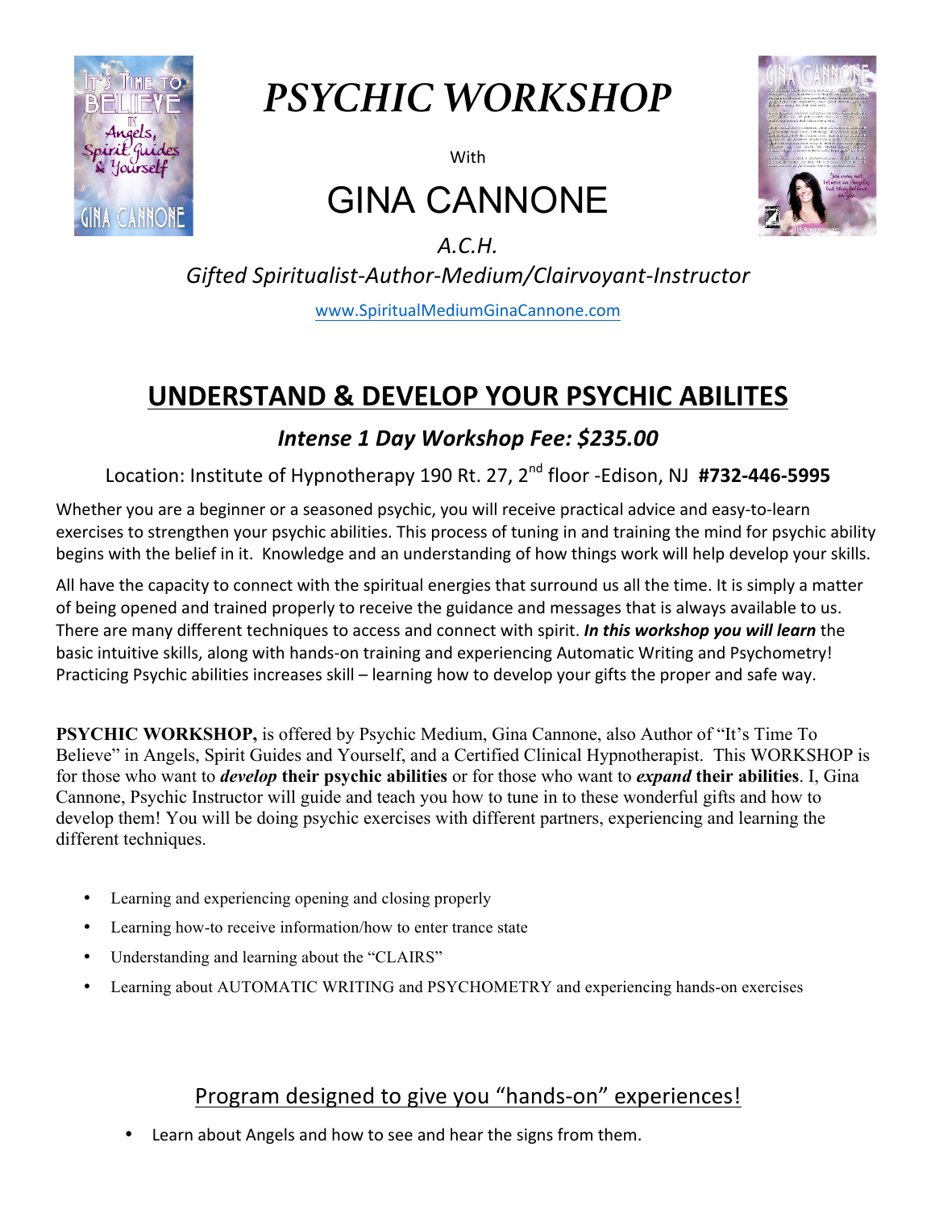# *PSYCHIC WORKSHOP*

With

# GINA CANNONE

*A.C.H.*

*Gifted Spiritualist-Author-Medium/Clairvoyant-Instructor*

www.SpiritualMediumGinaCannone.com

## UNDERSTAND & DEVELOP YOUR PSYCHIC ABILITES

### *Intense 1 Day Workshop Fee: $235.00*

Location: Institute of Hypnotherapy 190 Rt. 27, 2nd floor -Edison, NJ **#732-446-5995**

Whether you are a beginner or a seasoned psychic, you will receive practical advice and easy-to-learn exercises to strengthen your psychic abilities. This process of tuning in and training the mind for psychic ability begins with the belief in it. Knowledge and an understanding of how things work will help develop your skills.

All have the capacity to connect with the spiritual energies that surround us all the time. It is simply a matter of being opened and trained properly to receive the guidance and messages that is always available to us. There are many different techniques to access and connect with spirit. ***In this workshop you will learn*** the basic intuitive skills, along with hands-on training and experiencing Automatic Writing and Psychometry! Practicing Psychic abilities increases skill – learning how to develop your gifts the proper and safe way.

**PSYCHIC WORKSHOP,** is offered by Psychic Medium, Gina Cannone, also Author of "It's Time To Believe" in Angels, Spirit Guides and Yourself, and a Certified Clinical Hypnotherapist. This WORKSHOP is for those who want to ***develop* their psychic abilities** or for those who want to ***expand* their abilities**. I, Gina Cannone, Psychic Instructor will guide and teach you how to tune in to these wonderful gifts and how to develop them! You will be doing psychic exercises with different partners, experiencing and learning the different techniques.

- Learning and experiencing opening and closing properly
- Learning how-to receive information/how to enter trance state
- Understanding and learning about the "CLAIRS"
- Learning about AUTOMATIC WRITING and PSYCHOMETRY and experiencing hands-on exercises

## Program designed to give you "hands-on" experiences!

- Learn about Angels and how to see and hear the signs from them.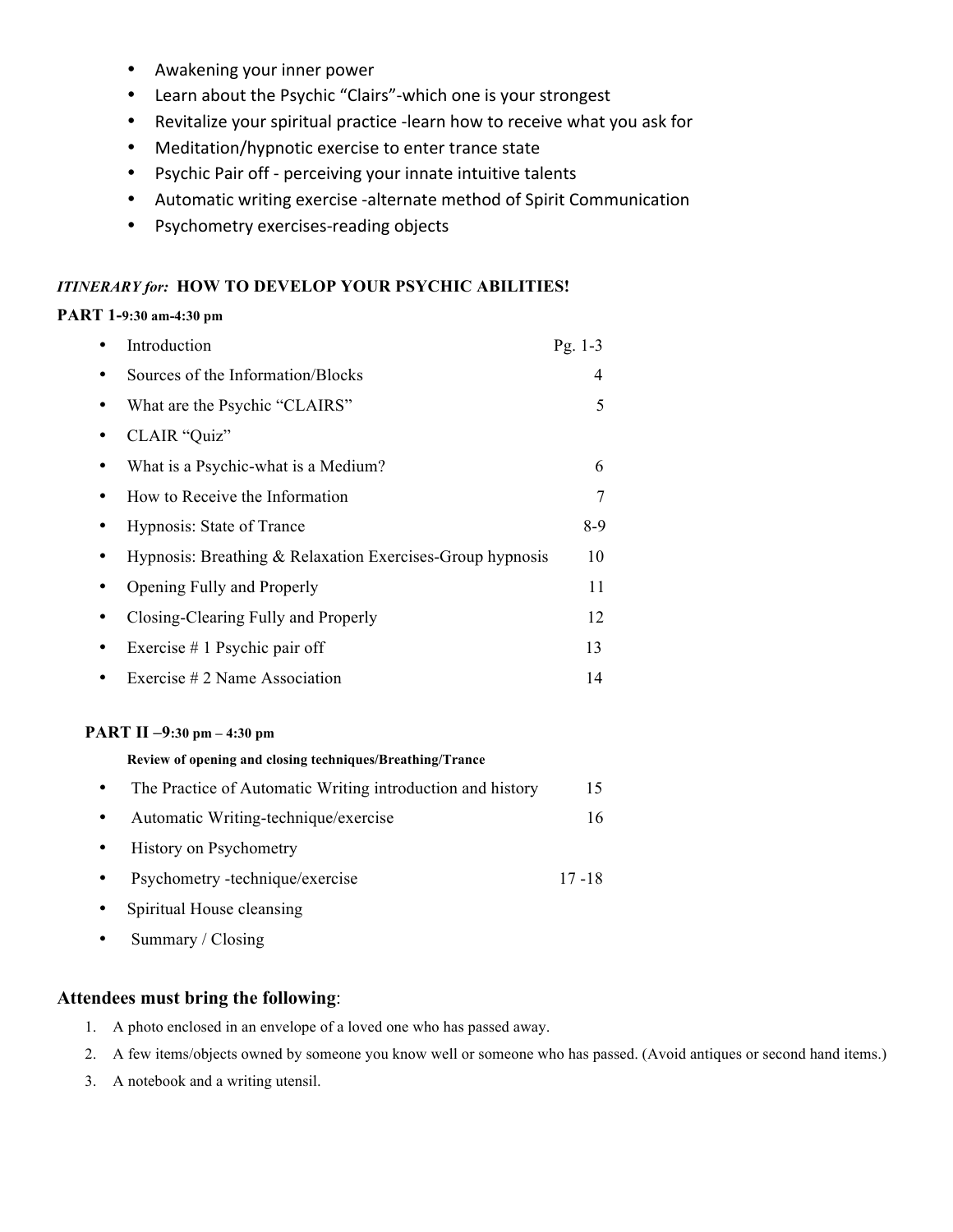- Awakening your inner power
- Learn about the Psychic "Clairs"-which one is your strongest
- Revitalize your spiritual practice -learn how to receive what you ask for
- Meditation/hypnotic exercise to enter trance state
- Psychic Pair off - perceiving your innate intuitive talents
- Automatic writing exercise -alternate method of Spirit Communication
- Psychometry exercises-reading objects

### *ITINERARY for:* HOW TO DEVELOP YOUR PSYCHIC ABILITIES!

**PART 1-9:30 am-4:30 pm**

| | |
|---|---|
| Introduction | Pg. 1-3 |
| Sources of the Information/Blocks | 4 |
| What are the Psychic "CLAIRS" | 5 |
| CLAIR "Quiz" | |
| What is a Psychic-what is a Medium? | 6 |
| How to Receive the Information | 7 |
| Hypnosis: State of Trance | 8-9 |
| Hypnosis: Breathing & Relaxation Exercises-Group hypnosis | 10 |
| Opening Fully and Properly | 11 |
| Closing-Clearing Fully and Properly | 12 |
| Exercise # 1 Psychic pair off | 13 |
| Exercise # 2 Name Association | 14 |

**PART II –9:30 pm – 4:30 pm**

**Review of opening and closing techniques/Breathing/Trance**

| | |
|---|---|
| The Practice of Automatic Writing introduction and history | 15 |
| Automatic Writing-technique/exercise | 16 |
| History on Psychometry | |
| Psychometry -technique/exercise | 17 -18 |
| Spiritual House cleansing | |
| Summary / Closing | |

**Attendees must bring the following**:

1. A photo enclosed in an envelope of a loved one who has passed away.
2. A few items/objects owned by someone you know well or someone who has passed. (Avoid antiques or second hand items.)
3. A notebook and a writing utensil.